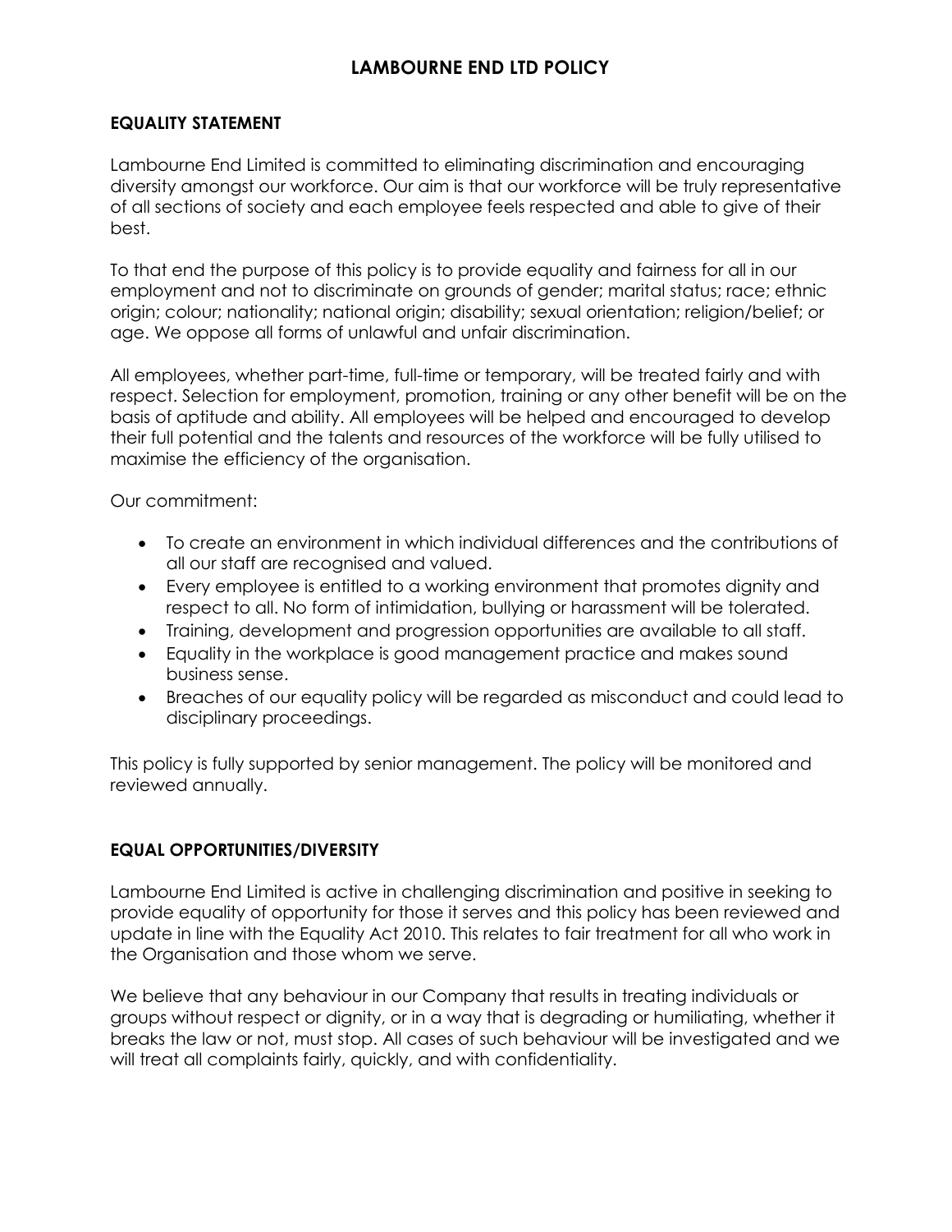# LAMBOURNE END LTD POLICY

## EQUALITY STATEMENT

Lambourne End Limited is committed to eliminating discrimination and encouraging diversity amongst our workforce. Our aim is that our workforce will be truly representative of all sections of society and each employee feels respected and able to give of their best.

To that end the purpose of this policy is to provide equality and fairness for all in our employment and not to discriminate on grounds of gender; marital status; race; ethnic origin; colour; nationality; national origin; disability; sexual orientation; religion/belief; or age. We oppose all forms of unlawful and unfair discrimination.

All employees, whether part-time, full-time or temporary, will be treated fairly and with respect. Selection for employment, promotion, training or any other benefit will be on the basis of aptitude and ability. All employees will be helped and encouraged to develop their full potential and the talents and resources of the workforce will be fully utilised to maximise the efficiency of the organisation.

Our commitment:

- To create an environment in which individual differences and the contributions of all our staff are recognised and valued.
- Every employee is entitled to a working environment that promotes dignity and respect to all. No form of intimidation, bullying or harassment will be tolerated.
- Training, development and progression opportunities are available to all staff.
- Equality in the workplace is good management practice and makes sound business sense.
- Breaches of our equality policy will be regarded as misconduct and could lead to disciplinary proceedings.

This policy is fully supported by senior management. The policy will be monitored and reviewed annually.

## EQUAL OPPORTUNITIES/DIVERSITY

Lambourne End Limited is active in challenging discrimination and positive in seeking to provide equality of opportunity for those it serves and this policy has been reviewed and update in line with the Equality Act 2010. This relates to fair treatment for all who work in the Organisation and those whom we serve.

We believe that any behaviour in our Company that results in treating individuals or groups without respect or dignity, or in a way that is degrading or humiliating, whether it breaks the law or not, must stop. All cases of such behaviour will be investigated and we will treat all complaints fairly, quickly, and with confidentiality.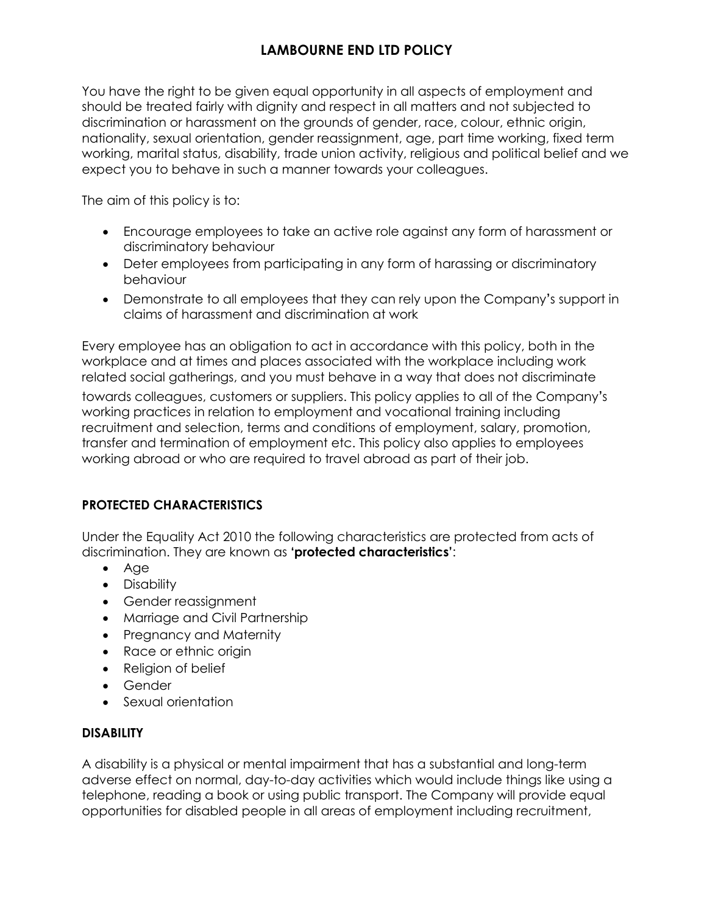# LAMBOURNE END LTD POLICY

You have the right to be given equal opportunity in all aspects of employment and should be treated fairly with dignity and respect in all matters and not subjected to discrimination or harassment on the grounds of gender, race, colour, ethnic origin, nationality, sexual orientation, gender reassignment, age, part time working, fixed term working, marital status, disability, trade union activity, religious and political belief and we expect you to behave in such a manner towards your colleagues.

The aim of this policy is to:

- Encourage employees to take an active role against any form of harassment or discriminatory behaviour
- Deter employees from participating in any form of harassing or discriminatory behaviour
- Demonstrate to all employees that they can rely upon the Company's support in claims of harassment and discrimination at work

Every employee has an obligation to act in accordance with this policy, both in the workplace and at times and places associated with the workplace including work related social gatherings, and you must behave in a way that does not discriminate towards colleagues, customers or suppliers. This policy applies to all of the Company's working practices in relation to employment and vocational training including recruitment and selection, terms and conditions of employment, salary, promotion, transfer and termination of employment etc. This policy also applies to employees working abroad or who are required to travel abroad as part of their job.

## PROTECTED CHARACTERISTICS

Under the Equality Act 2010 the following characteristics are protected from acts of discrimination. They are known as **'protected characteristics'**:

- Age
- Disability
- Gender reassignment
- Marriage and Civil Partnership
- Pregnancy and Maternity
- Race or ethnic origin
- Religion of belief
- Gender
- Sexual orientation

## DISABILITY

A disability is a physical or mental impairment that has a substantial and long-term adverse effect on normal, day-to-day activities which would include things like using a telephone, reading a book or using public transport. The Company will provide equal opportunities for disabled people in all areas of employment including recruitment,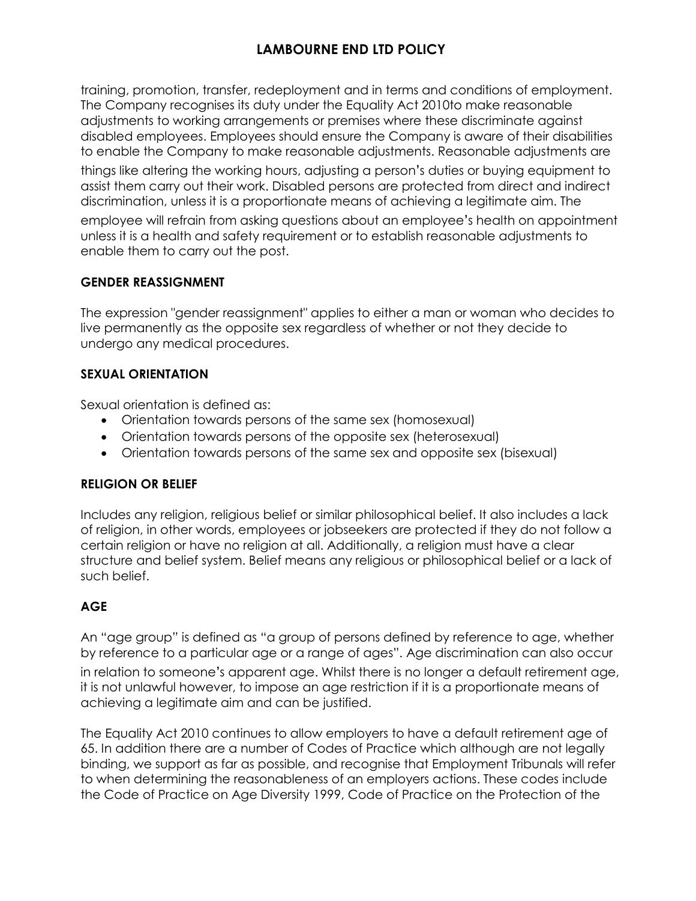training, promotion, transfer, redeployment and in terms and conditions of employment. The Company recognises its duty under the Equality Act 2010to make reasonable adjustments to working arrangements or premises where these discriminate against disabled employees. Employees should ensure the Company is aware of their disabilities to enable the Company to make reasonable adjustments. Reasonable adjustments are things like altering the working hours, adjusting a person's duties or buying equipment to assist them carry out their work. Disabled persons are protected from direct and indirect discrimination, unless it is a proportionate means of achieving a legitimate aim. The employee will refrain from asking questions about an employee's health on appointment unless it is a health and safety requirement or to establish reasonable adjustments to enable them to carry out the post.

**GENDER REASSIGNMENT**

The expression "gender reassignment" applies to either a man or woman who decides to live permanently as the opposite sex regardless of whether or not they decide to undergo any medical procedures.

**SEXUAL ORIENTATION**

Sexual orientation is defined as:

- Orientation towards persons of the same sex (homosexual)
- Orientation towards persons of the opposite sex (heterosexual)
- Orientation towards persons of the same sex and opposite sex (bisexual)

**RELIGION OR BELIEF**

Includes any religion, religious belief or similar philosophical belief. It also includes a lack of religion, in other words, employees or jobseekers are protected if they do not follow a certain religion or have no religion at all. Additionally, a religion must have a clear structure and belief system. Belief means any religious or philosophical belief or a lack of such belief.

**AGE**

An "age group" is defined as "a group of persons defined by reference to age, whether by reference to a particular age or a range of ages". Age discrimination can also occur in relation to someone's apparent age. Whilst there is no longer a default retirement age, it is not unlawful however, to impose an age restriction if it is a proportionate means of achieving a legitimate aim and can be justified.

The Equality Act 2010 continues to allow employers to have a default retirement age of 65. In addition there are a number of Codes of Practice which although are not legally binding, we support as far as possible, and recognise that Employment Tribunals will refer to when determining the reasonableness of an employers actions. These codes include the Code of Practice on Age Diversity 1999, Code of Practice on the Protection of the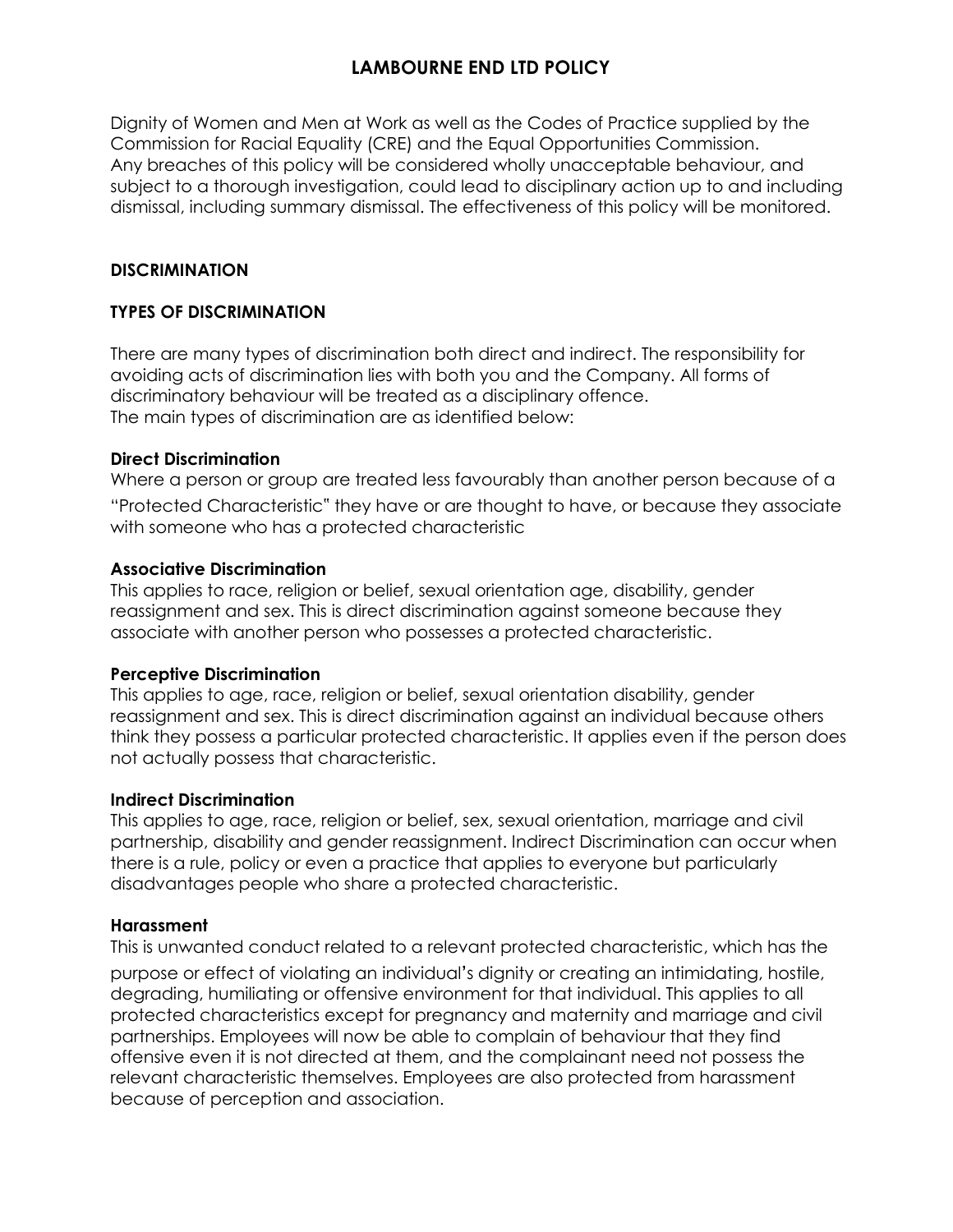# LAMBOURNE END LTD POLICY

Dignity of Women and Men at Work as well as the Codes of Practice supplied by the Commission for Racial Equality (CRE) and the Equal Opportunities Commission. Any breaches of this policy will be considered wholly unacceptable behaviour, and subject to a thorough investigation, could lead to disciplinary action up to and including dismissal, including summary dismissal. The effectiveness of this policy will be monitored.

## DISCRIMINATION

### TYPES OF DISCRIMINATION

There are many types of discrimination both direct and indirect. The responsibility for avoiding acts of discrimination lies with both you and the Company. All forms of discriminatory behaviour will be treated as a disciplinary offence.
The main types of discrimination are as identified below:

**Direct Discrimination**
Where a person or group are treated less favourably than another person because of a "Protected Characteristic" they have or are thought to have, or because they associate with someone who has a protected characteristic

**Associative Discrimination**
This applies to race, religion or belief, sexual orientation age, disability, gender reassignment and sex. This is direct discrimination against someone because they associate with another person who possesses a protected characteristic.

**Perceptive Discrimination**
This applies to age, race, religion or belief, sexual orientation disability, gender reassignment and sex. This is direct discrimination against an individual because others think they possess a particular protected characteristic. It applies even if the person does not actually possess that characteristic.

**Indirect Discrimination**
This applies to age, race, religion or belief, sex, sexual orientation, marriage and civil partnership, disability and gender reassignment. Indirect Discrimination can occur when there is a rule, policy or even a practice that applies to everyone but particularly disadvantages people who share a protected characteristic.

**Harassment**
This is unwanted conduct related to a relevant protected characteristic, which has the purpose or effect of violating an individual's dignity or creating an intimidating, hostile, degrading, humiliating or offensive environment for that individual. This applies to all protected characteristics except for pregnancy and maternity and marriage and civil partnerships. Employees will now be able to complain of behaviour that they find offensive even it is not directed at them, and the complainant need not possess the relevant characteristic themselves. Employees are also protected from harassment because of perception and association.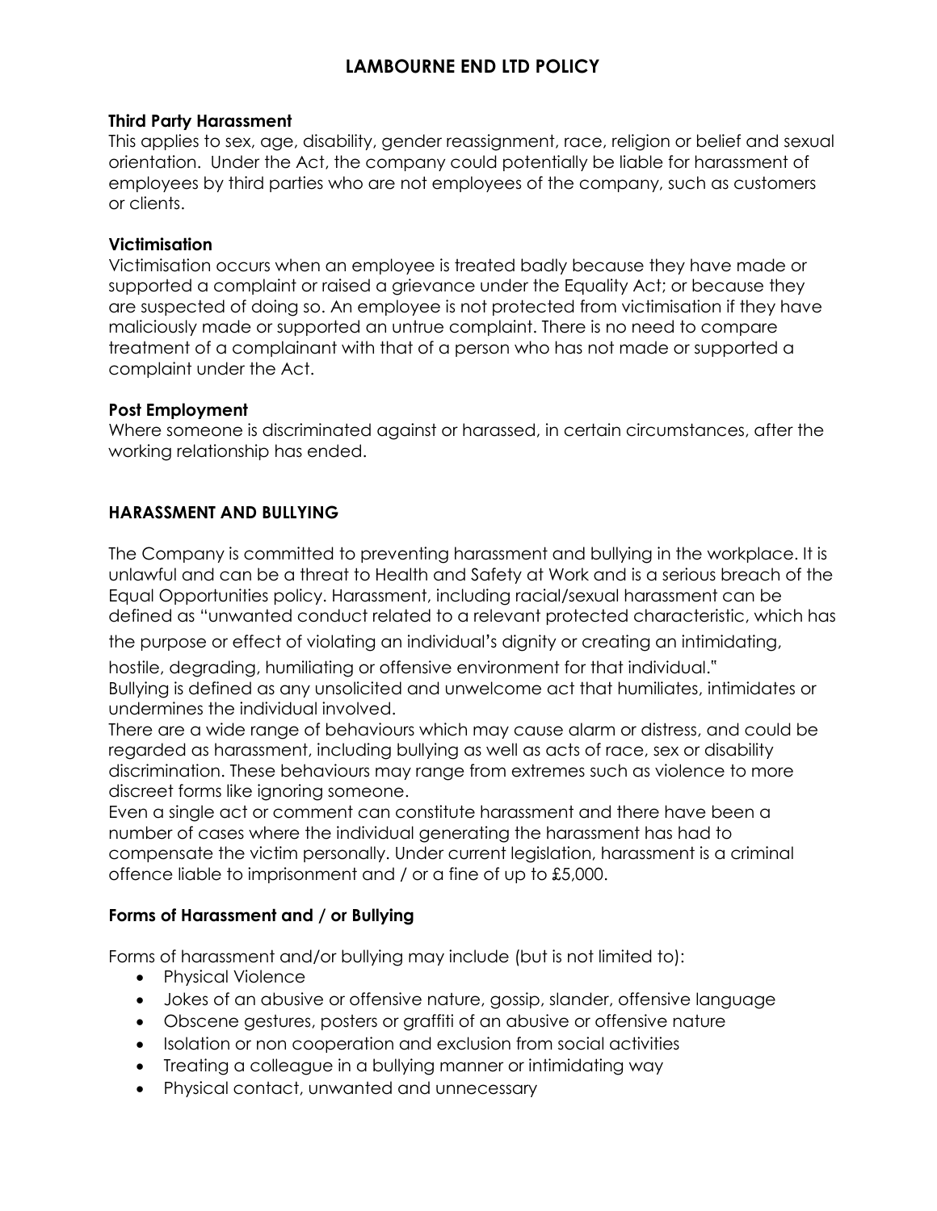# LAMBOURNE END LTD POLICY

**Third Party Harassment**
This applies to sex, age, disability, gender reassignment, race, religion or belief and sexual orientation. Under the Act, the company could potentially be liable for harassment of employees by third parties who are not employees of the company, such as customers or clients.

**Victimisation**
Victimisation occurs when an employee is treated badly because they have made or supported a complaint or raised a grievance under the Equality Act; or because they are suspected of doing so. An employee is not protected from victimisation if they have maliciously made or supported an untrue complaint. There is no need to compare treatment of a complainant with that of a person who has not made or supported a complaint under the Act.

**Post Employment**
Where someone is discriminated against or harassed, in certain circumstances, after the working relationship has ended.

## HARASSMENT AND BULLYING

The Company is committed to preventing harassment and bullying in the workplace. It is unlawful and can be a threat to Health and Safety at Work and is a serious breach of the Equal Opportunities policy. Harassment, including racial/sexual harassment can be defined as "unwanted conduct related to a relevant protected characteristic, which has the purpose or effect of violating an individual's dignity or creating an intimidating, hostile, degrading, humiliating or offensive environment for that individual."
Bullying is defined as any unsolicited and unwelcome act that humiliates, intimidates or undermines the individual involved.
There are a wide range of behaviours which may cause alarm or distress, and could be regarded as harassment, including bullying as well as acts of race, sex or disability discrimination. These behaviours may range from extremes such as violence to more discreet forms like ignoring someone.
Even a single act or comment can constitute harassment and there have been a number of cases where the individual generating the harassment has had to compensate the victim personally. Under current legislation, harassment is a criminal offence liable to imprisonment and / or a fine of up to £5,000.

### Forms of Harassment and / or Bullying

Forms of harassment and/or bullying may include (but is not limited to):

- Physical Violence
- Jokes of an abusive or offensive nature, gossip, slander, offensive language
- Obscene gestures, posters or graffiti of an abusive or offensive nature
- Isolation or non cooperation and exclusion from social activities
- Treating a colleague in a bullying manner or intimidating way
- Physical contact, unwanted and unnecessary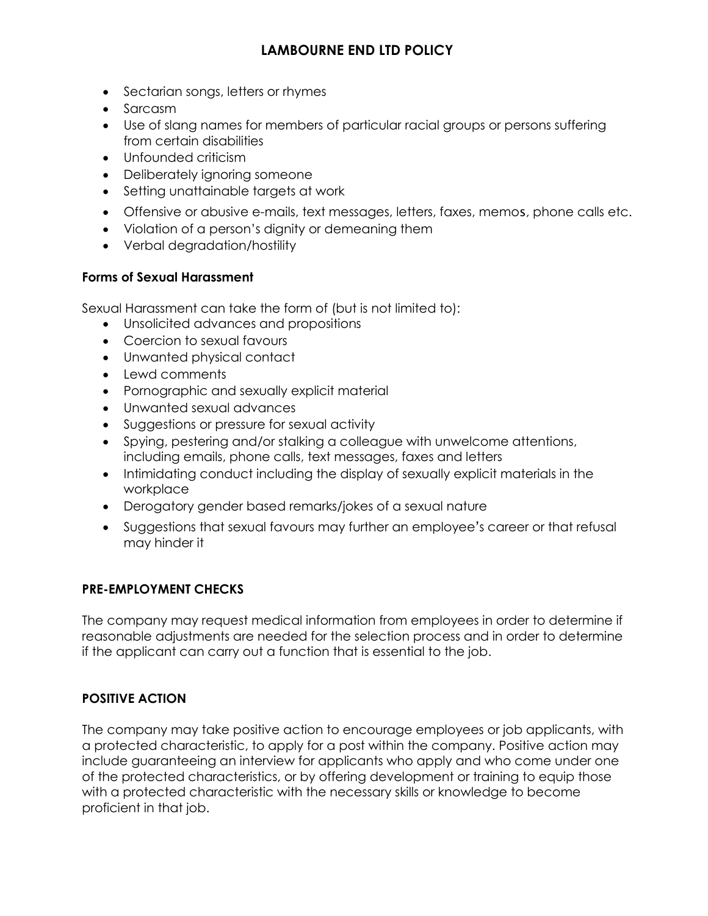- Sectarian songs, letters or rhymes
- Sarcasm
- Use of slang names for members of particular racial groups or persons suffering from certain disabilities
- Unfounded criticism
- Deliberately ignoring someone
- Setting unattainable targets at work
- Offensive or abusive e-mails, text messages, letters, faxes, memos, phone calls etc.
- Violation of a person's dignity or demeaning them
- Verbal degradation/hostility

**Forms of Sexual Harassment**

Sexual Harassment can take the form of (but is not limited to):

- Unsolicited advances and propositions
- Coercion to sexual favours
- Unwanted physical contact
- Lewd comments
- Pornographic and sexually explicit material
- Unwanted sexual advances
- Suggestions or pressure for sexual activity
- Spying, pestering and/or stalking a colleague with unwelcome attentions, including emails, phone calls, text messages, faxes and letters
- Intimidating conduct including the display of sexually explicit materials in the workplace
- Derogatory gender based remarks/jokes of a sexual nature
- Suggestions that sexual favours may further an employee's career or that refusal may hinder it

**PRE-EMPLOYMENT CHECKS**

The company may request medical information from employees in order to determine if reasonable adjustments are needed for the selection process and in order to determine if the applicant can carry out a function that is essential to the job.

**POSITIVE ACTION**

The company may take positive action to encourage employees or job applicants, with a protected characteristic, to apply for a post within the company. Positive action may include guaranteeing an interview for applicants who apply and who come under one of the protected characteristics, or by offering development or training to equip those with a protected characteristic with the necessary skills or knowledge to become proficient in that job.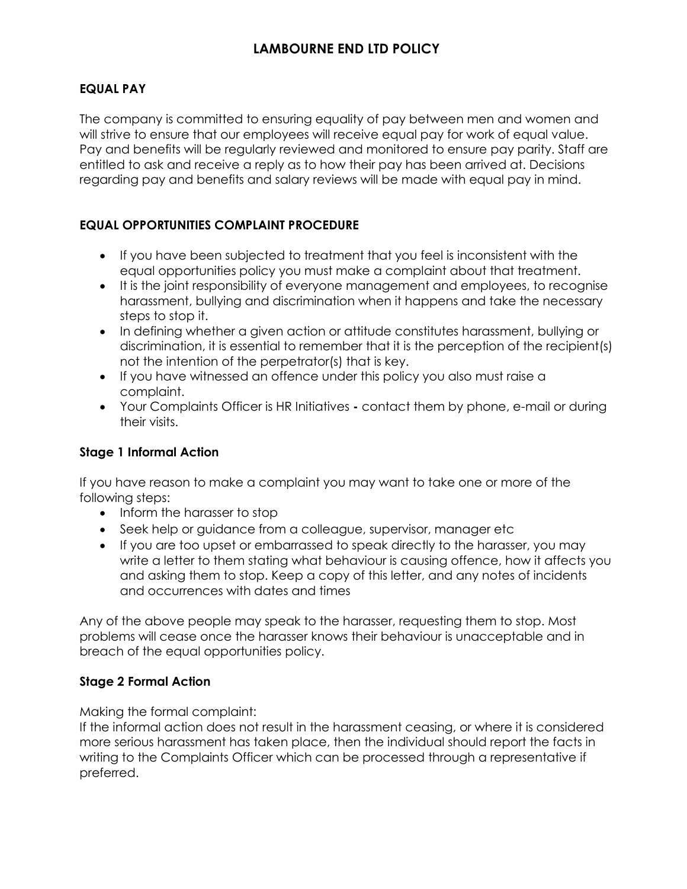# LAMBOURNE END LTD POLICY

## EQUAL PAY

The company is committed to ensuring equality of pay between men and women and will strive to ensure that our employees will receive equal pay for work of equal value. Pay and benefits will be regularly reviewed and monitored to ensure pay parity. Staff are entitled to ask and receive a reply as to how their pay has been arrived at. Decisions regarding pay and benefits and salary reviews will be made with equal pay in mind.

## EQUAL OPPORTUNITIES COMPLAINT PROCEDURE

- If you have been subjected to treatment that you feel is inconsistent with the equal opportunities policy you must make a complaint about that treatment.
- It is the joint responsibility of everyone management and employees, to recognise harassment, bullying and discrimination when it happens and take the necessary steps to stop it.
- In defining whether a given action or attitude constitutes harassment, bullying or discrimination, it is essential to remember that it is the perception of the recipient(s) not the intention of the perpetrator(s) that is key.
- If you have witnessed an offence under this policy you also must raise a complaint.
- Your Complaints Officer is HR Initiatives **-** contact them by phone, e-mail or during their visits.

### Stage 1 Informal Action

If you have reason to make a complaint you may want to take one or more of the following steps:

- Inform the harasser to stop
- Seek help or guidance from a colleague, supervisor, manager etc
- If you are too upset or embarrassed to speak directly to the harasser, you may write a letter to them stating what behaviour is causing offence, how it affects you and asking them to stop. Keep a copy of this letter, and any notes of incidents and occurrences with dates and times

Any of the above people may speak to the harasser, requesting them to stop. Most problems will cease once the harasser knows their behaviour is unacceptable and in breach of the equal opportunities policy.

### Stage 2 Formal Action

Making the formal complaint:
If the informal action does not result in the harassment ceasing, or where it is considered more serious harassment has taken place, then the individual should report the facts in writing to the Complaints Officer which can be processed through a representative if preferred.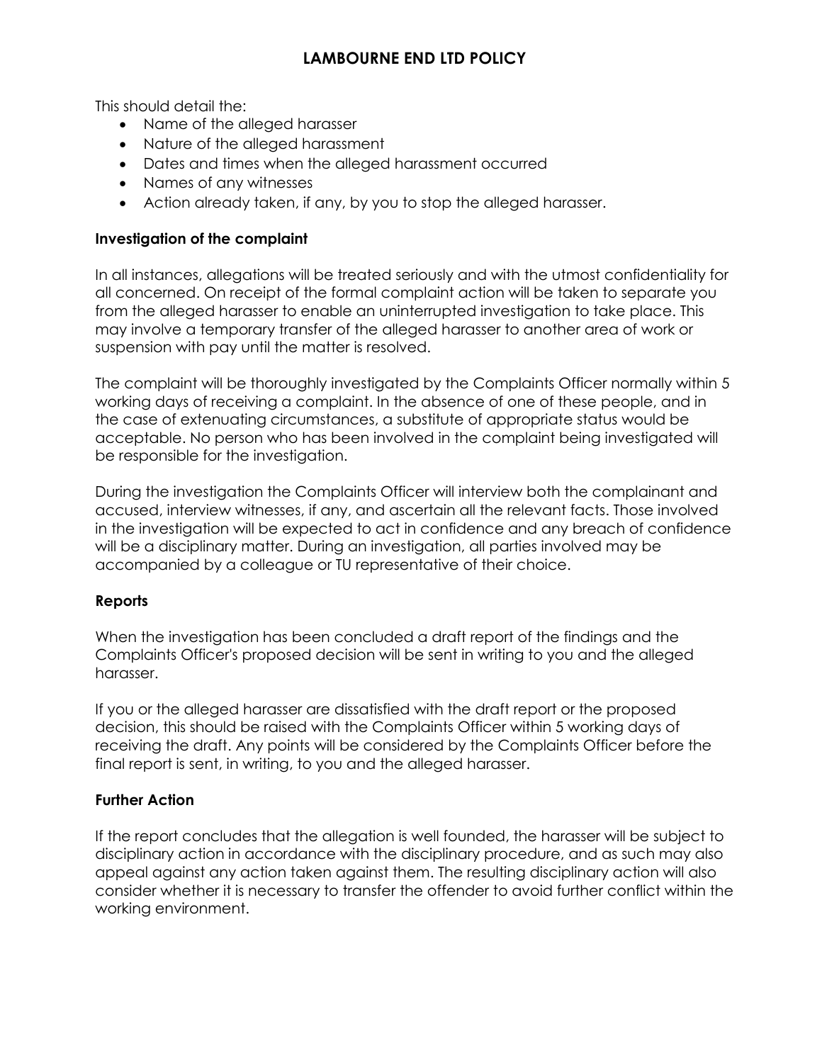This should detail the:

- Name of the alleged harasser
- Nature of the alleged harassment
- Dates and times when the alleged harassment occurred
- Names of any witnesses
- Action already taken, if any, by you to stop the alleged harasser.

### Investigation of the complaint

In all instances, allegations will be treated seriously and with the utmost confidentiality for all concerned. On receipt of the formal complaint action will be taken to separate you from the alleged harasser to enable an uninterrupted investigation to take place. This may involve a temporary transfer of the alleged harasser to another area of work or suspension with pay until the matter is resolved.

The complaint will be thoroughly investigated by the Complaints Officer normally within 5 working days of receiving a complaint. In the absence of one of these people, and in the case of extenuating circumstances, a substitute of appropriate status would be acceptable. No person who has been involved in the complaint being investigated will be responsible for the investigation.

During the investigation the Complaints Officer will interview both the complainant and accused, interview witnesses, if any, and ascertain all the relevant facts. Those involved in the investigation will be expected to act in confidence and any breach of confidence will be a disciplinary matter. During an investigation, all parties involved may be accompanied by a colleague or TU representative of their choice.

### Reports

When the investigation has been concluded a draft report of the findings and the Complaints Officer's proposed decision will be sent in writing to you and the alleged harasser.

If you or the alleged harasser are dissatisfied with the draft report or the proposed decision, this should be raised with the Complaints Officer within 5 working days of receiving the draft. Any points will be considered by the Complaints Officer before the final report is sent, in writing, to you and the alleged harasser.

### Further Action

If the report concludes that the allegation is well founded, the harasser will be subject to disciplinary action in accordance with the disciplinary procedure, and as such may also appeal against any action taken against them. The resulting disciplinary action will also consider whether it is necessary to transfer the offender to avoid further conflict within the working environment.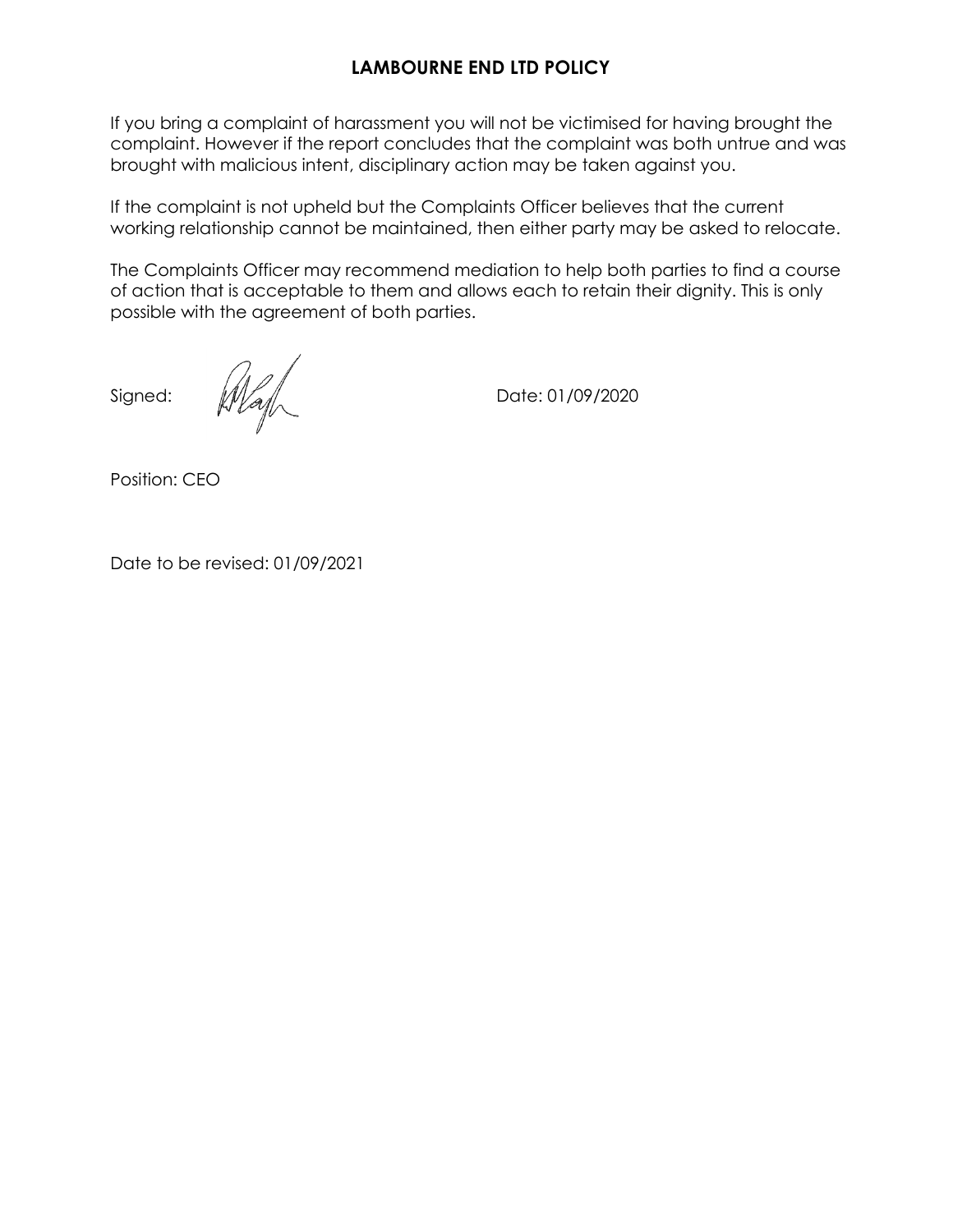# LAMBOURNE END LTD POLICY

If you bring a complaint of harassment you will not be victimised for having brought the complaint. However if the report concludes that the complaint was both untrue and was brought with malicious intent, disciplinary action may be taken against you.

If the complaint is not upheld but the Complaints Officer believes that the current working relationship cannot be maintained, then either party may be asked to relocate.

The Complaints Officer may recommend mediation to help both parties to find a course of action that is acceptable to them and allows each to retain their dignity. This is only possible with the agreement of both parties.

Signed: Date: 01/09/2020

Position: CEO

Date to be revised: 01/09/2021